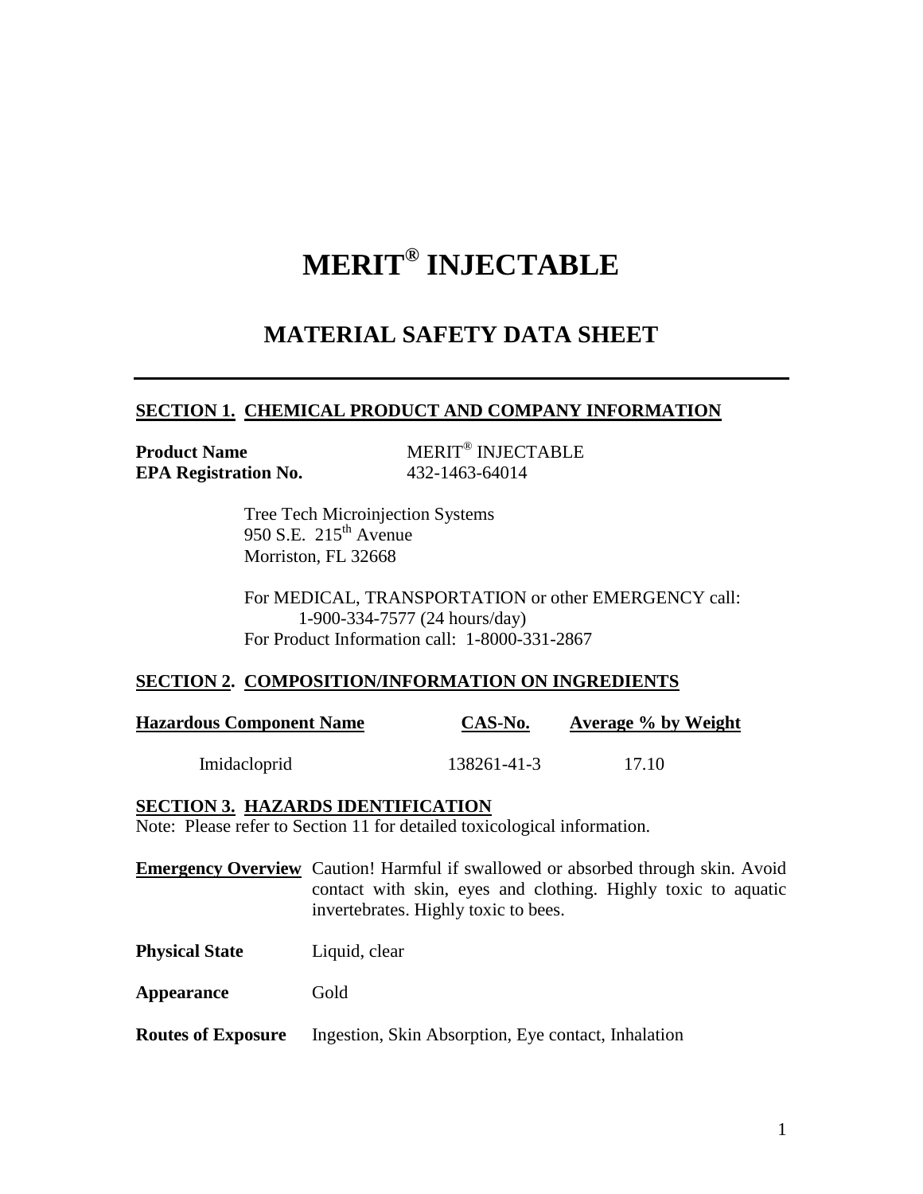# MERIT® INJECTABLE

## MATERIAL SAFETY DATA SHEET

---

### SECTION 1. CHEMICAL PRODUCT AND COMPANY INFORMATION

**Product Name** MERIT® INJECTABLE
**EPA Registration No.** 432-1463-64014

Tree Tech Microinjection Systems
950 S.E. 215th Avenue
Morriston, FL 32668

For MEDICAL, TRANSPORTATION or other EMERGENCY call:
1-900-334-7577 (24 hours/day)
For Product Information call: 1-8000-331-2867

### SECTION 2. COMPOSITION/INFORMATION ON INGREDIENTS

| Hazardous Component Name | CAS-No. | Average % by Weight |
| --- | --- | --- |
| Imidacloprid | 138261-41-3 | 17.10 |

### SECTION 3. HAZARDS IDENTIFICATION

Note: Please refer to Section 11 for detailed toxicological information.

**Emergency Overview** Caution! Harmful if swallowed or absorbed through skin. Avoid contact with skin, eyes and clothing. Highly toxic to aquatic invertebrates. Highly toxic to bees.

**Physical State** Liquid, clear

**Appearance** Gold

**Routes of Exposure** Ingestion, Skin Absorption, Eye contact, Inhalation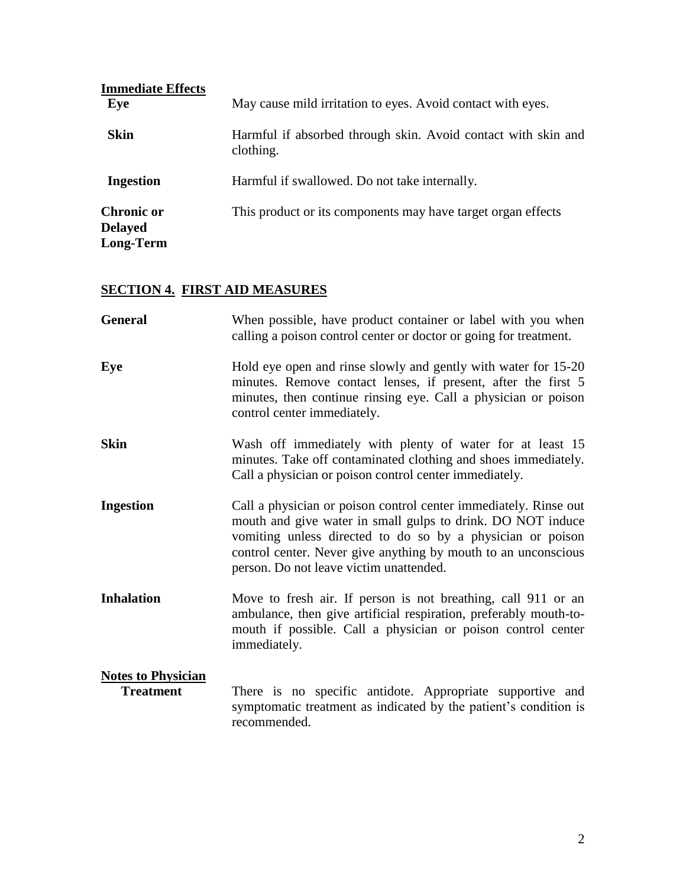**Immediate Effects**

**Eye** May cause mild irritation to eyes. Avoid contact with eyes.

**Skin** Harmful if absorbed through skin. Avoid contact with skin and clothing.

**Ingestion** Harmful if swallowed. Do not take internally.

**Chronic or Delayed Long-Term** This product or its components may have target organ effects

## SECTION 4. FIRST AID MEASURES

**General** When possible, have product container or label with you when calling a poison control center or doctor or going for treatment.

**Eye** Hold eye open and rinse slowly and gently with water for 15-20 minutes. Remove contact lenses, if present, after the first 5 minutes, then continue rinsing eye. Call a physician or poison control center immediately.

**Skin** Wash off immediately with plenty of water for at least 15 minutes. Take off contaminated clothing and shoes immediately. Call a physician or poison control center immediately.

**Ingestion** Call a physician or poison control center immediately. Rinse out mouth and give water in small gulps to drink. DO NOT induce vomiting unless directed to do so by a physician or poison control center. Never give anything by mouth to an unconscious person. Do not leave victim unattended.

**Inhalation** Move to fresh air. If person is not breathing, call 911 or an ambulance, then give artificial respiration, preferably mouth-to-mouth if possible. Call a physician or poison control center immediately.

**Notes to Physician**

**Treatment** There is no specific antidote. Appropriate supportive and symptomatic treatment as indicated by the patient's condition is recommended.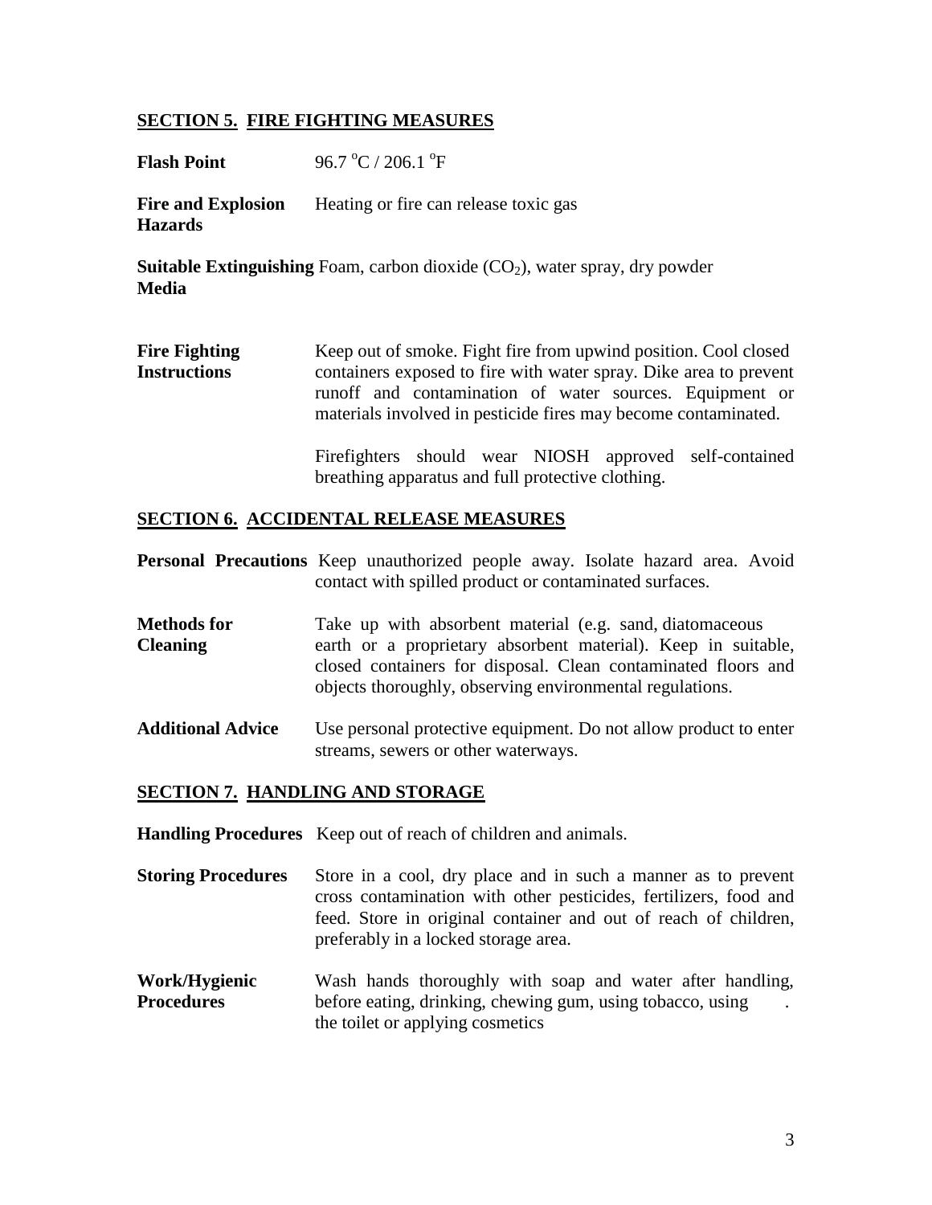## SECTION 5. FIRE FIGHTING MEASURES

**Flash Point** 96.7 °C / 206.1 °F

**Fire and Explosion Hazards** Heating or fire can release toxic gas

**Suitable Extinguishing Media** Foam, carbon dioxide ($CO_2$), water spray, dry powder

**Fire Fighting Instructions** Keep out of smoke. Fight fire from upwind position. Cool closed containers exposed to fire with water spray. Dike area to prevent runoff and contamination of water sources. Equipment or materials involved in pesticide fires may become contaminated.

Firefighters should wear NIOSH approved self-contained breathing apparatus and full protective clothing.

## SECTION 6. ACCIDENTAL RELEASE MEASURES

**Personal Precautions** Keep unauthorized people away. Isolate hazard area. Avoid contact with spilled product or contaminated surfaces.

**Methods for Cleaning** Take up with absorbent material (e.g. sand, diatomaceous earth or a proprietary absorbent material). Keep in suitable, closed containers for disposal. Clean contaminated floors and objects thoroughly, observing environmental regulations.

**Additional Advice** Use personal protective equipment. Do not allow product to enter streams, sewers or other waterways.

## SECTION 7. HANDLING AND STORAGE

**Handling Procedures** Keep out of reach of children and animals.

**Storing Procedures** Store in a cool, dry place and in such a manner as to prevent cross contamination with other pesticides, fertilizers, food and feed. Store in original container and out of reach of children, preferably in a locked storage area.

**Work/Hygienic Procedures** Wash hands thoroughly with soap and water after handling, before eating, drinking, chewing gum, using tobacco, using . the toilet or applying cosmetics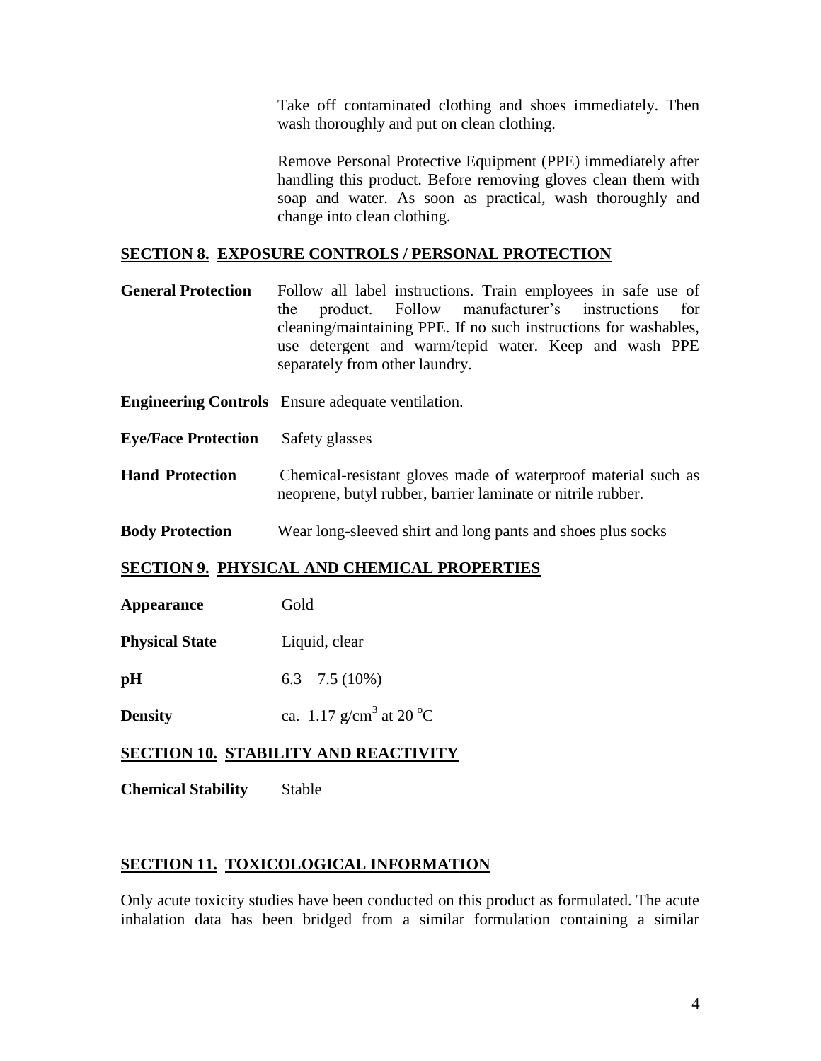Take off contaminated clothing and shoes immediately. Then wash thoroughly and put on clean clothing.

Remove Personal Protective Equipment (PPE) immediately after handling this product. Before removing gloves clean them with soap and water. As soon as practical, wash thoroughly and change into clean clothing.

## SECTION 8. EXPOSURE CONTROLS / PERSONAL PROTECTION

**General Protection** Follow all label instructions. Train employees in safe use of the product. Follow manufacturer's instructions for cleaning/maintaining PPE. If no such instructions for washables, use detergent and warm/tepid water. Keep and wash PPE separately from other laundry.

**Engineering Controls** Ensure adequate ventilation.

**Eye/Face Protection** Safety glasses

**Hand Protection** Chemical-resistant gloves made of waterproof material such as neoprene, butyl rubber, barrier laminate or nitrile rubber.

**Body Protection** Wear long-sleeved shirt and long pants and shoes plus socks

## SECTION 9. PHYSICAL AND CHEMICAL PROPERTIES

**Appearance** Gold

**Physical State** Liquid, clear

**pH** 6.3 – 7.5 (10%)

**Density** ca. 1.17 $g/cm^3$ at 20 $^oC$

## SECTION 10. STABILITY AND REACTIVITY

**Chemical Stability** Stable

## SECTION 11. TOXICOLOGICAL INFORMATION

Only acute toxicity studies have been conducted on this product as formulated. The acute inhalation data has been bridged from a similar formulation containing a similar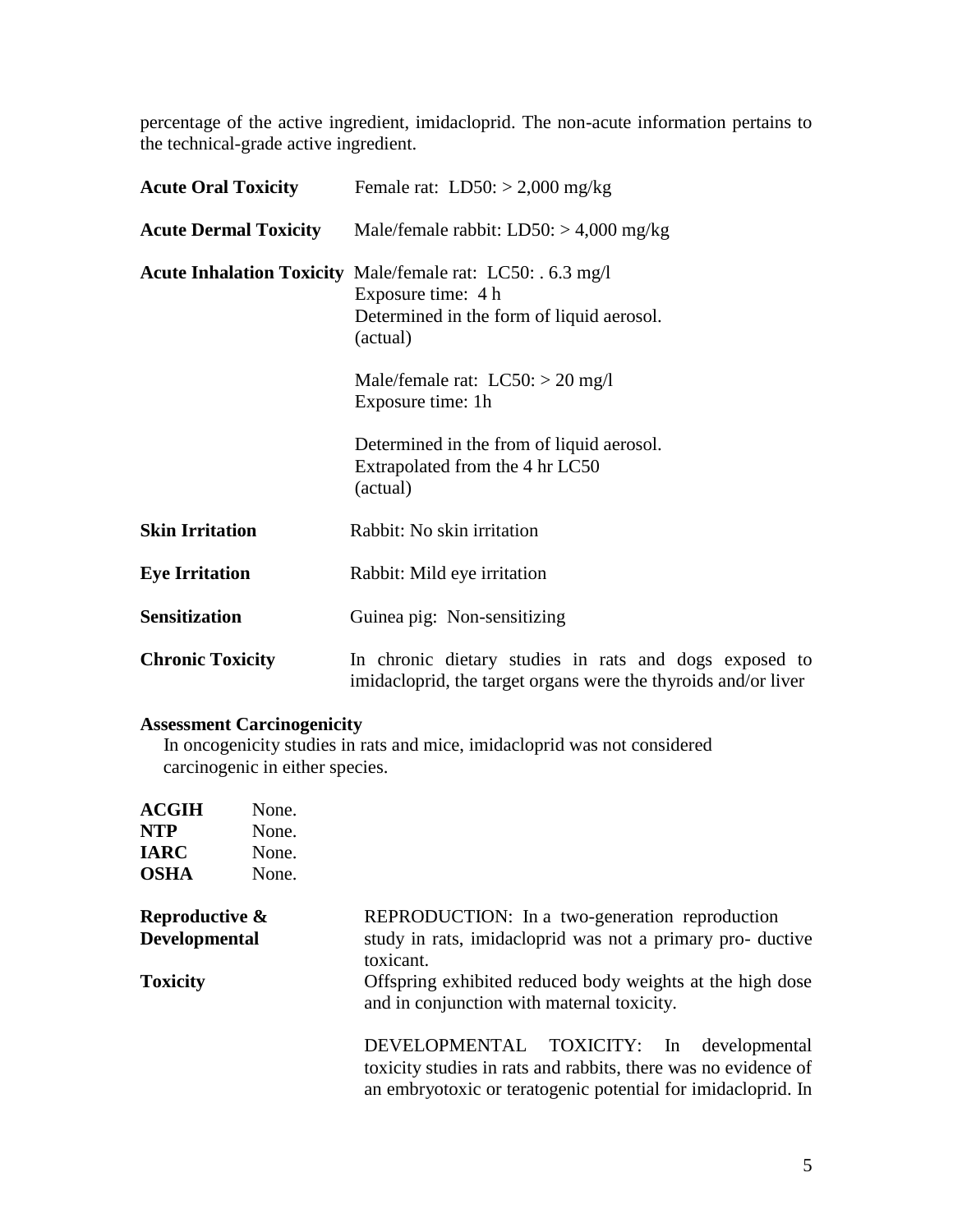percentage of the active ingredient, imidacloprid. The non-acute information pertains to the technical-grade active ingredient.

| | |
|---|---|
| **Acute Oral Toxicity** | Female rat: LD50: > 2,000 mg/kg |
| **Acute Dermal Toxicity** | Male/female rabbit: LD50: > 4,000 mg/kg |
| **Acute Inhalation Toxicity** | Male/female rat: LC50: . 6.3 mg/l<br>Exposure time: 4 h<br>Determined in the form of liquid aerosol.<br>(actual)<br><br>Male/female rat: LC50: > 20 mg/l<br>Exposure time: 1h<br><br>Determined in the from of liquid aerosol.<br>Extrapolated from the 4 hr LC50<br>(actual) |
| **Skin Irritation** | Rabbit: No skin irritation |
| **Eye Irritation** | Rabbit: Mild eye irritation |
| **Sensitization** | Guinea pig: Non-sensitizing |
| **Chronic Toxicity** | In chronic dietary studies in rats and dogs exposed to imidacloprid, the target organs were the thyroids and/or liver |

**Assessment Carcinogenicity**

In oncogenicity studies in rats and mice, imidacloprid was not considered carcinogenic in either species.

| | |
|---|---|
| **ACGIH** | None. |
| **NTP** | None. |
| **IARC** | None. |
| **OSHA** | None. |

| | |
|---|---|
| **Reproductive & Developmental Toxicity** | REPRODUCTION: In a two-generation reproduction study in rats, imidacloprid was not a primary pro- ductive toxicant.<br>Offspring exhibited reduced body weights at the high dose and in conjunction with maternal toxicity.<br><br>DEVELOPMENTAL TOXICITY: In developmental toxicity studies in rats and rabbits, there was no evidence of an embryotoxic or teratogenic potential for imidacloprid. In |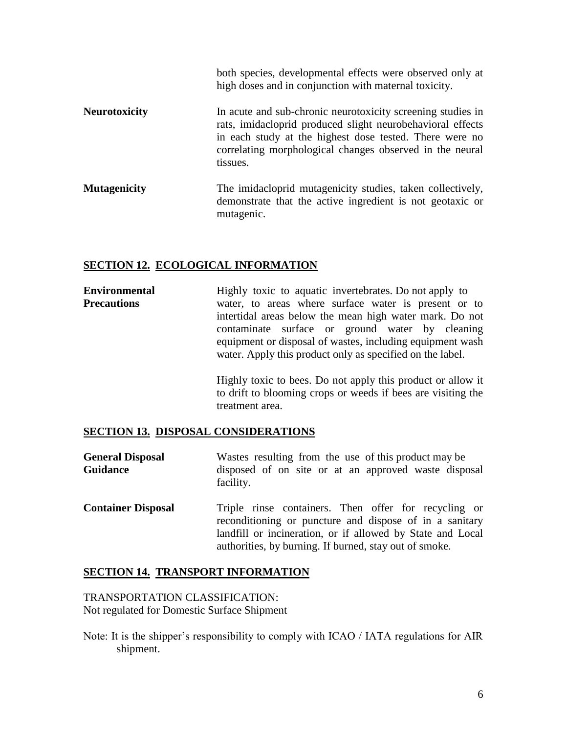both species, developmental effects were observed only at high doses and in conjunction with maternal toxicity.

**Neurotoxicity** In acute and sub-chronic neurotoxicity screening studies in rats, imidacloprid produced slight neurobehavioral effects in each study at the highest dose tested. There were no correlating morphological changes observed in the neural tissues.

**Mutagenicity** The imidacloprid mutagenicity studies, taken collectively, demonstrate that the active ingredient is not geotaxic or mutagenic.

## SECTION 12. ECOLOGICAL INFORMATION

**Environmental Precautions** Highly toxic to aquatic invertebrates. Do not apply to water, to areas where surface water is present or to intertidal areas below the mean high water mark. Do not contaminate surface or ground water by cleaning equipment or disposal of wastes, including equipment wash water. Apply this product only as specified on the label.

Highly toxic to bees. Do not apply this product or allow it to drift to blooming crops or weeds if bees are visiting the treatment area.

## SECTION 13. DISPOSAL CONSIDERATIONS

**General Disposal Guidance** Wastes resulting from the use of this product may be disposed of on site or at an approved waste disposal facility.

**Container Disposal** Triple rinse containers. Then offer for recycling or reconditioning or puncture and dispose of in a sanitary landfill or incineration, or if allowed by State and Local authorities, by burning. If burned, stay out of smoke.

## SECTION 14. TRANSPORT INFORMATION

TRANSPORTATION CLASSIFICATION:
Not regulated for Domestic Surface Shipment

Note: It is the shipper's responsibility to comply with ICAO / IATA regulations for AIR shipment.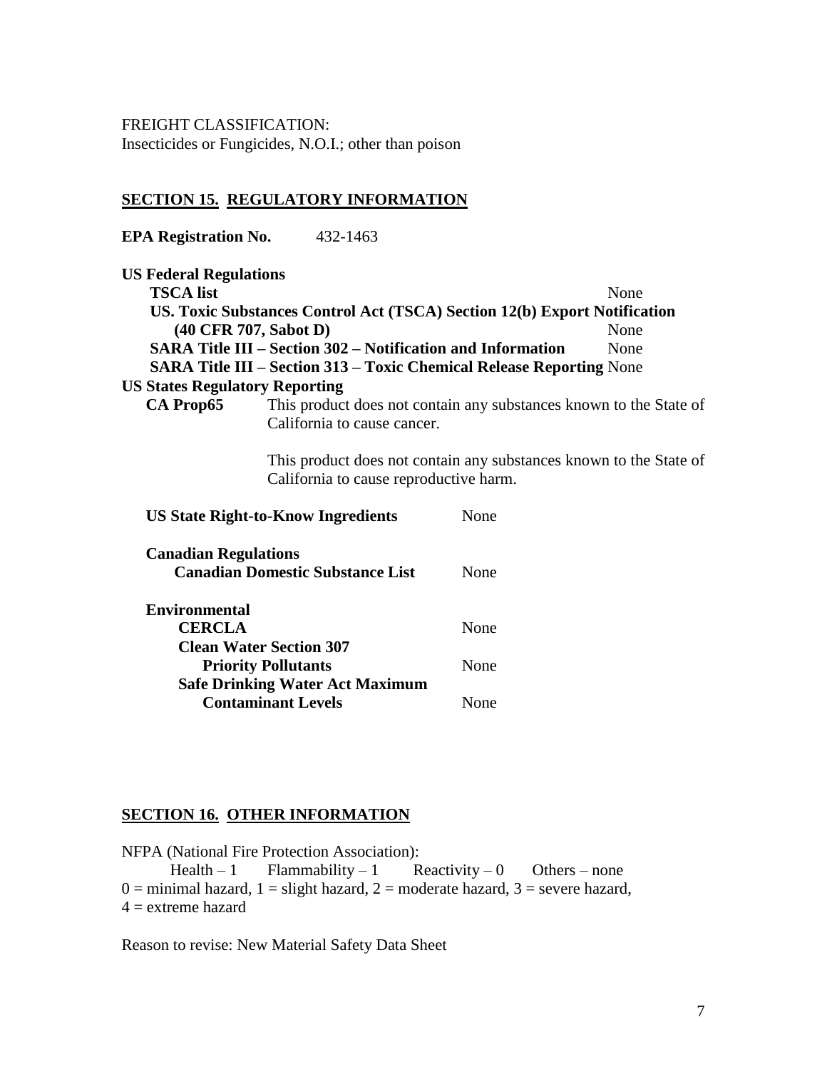FREIGHT CLASSIFICATION:
Insecticides or Fungicides, N.O.I.; other than poison

## SECTION 15. REGULATORY INFORMATION

**EPA Registration No.** 432-1463

**US Federal Regulations**

| | |
|---|---|
| **TSCA list** | None |
| **US. Toxic Substances Control Act (TSCA) Section 12(b) Export Notification (40 CFR 707, Sabot D)** | None |
| **SARA Title III – Section 302 – Notification and Information** | None |
| **SARA Title III – Section 313 – Toxic Chemical Release Reporting** | None |

**US States Regulatory Reporting**

**CA Prop65** This product does not contain any substances known to the State of California to cause cancer.

This product does not contain any substances known to the State of California to cause reproductive harm.

| | |
|---|---|
| **US State Right-to-Know Ingredients** | None |
| **Canadian Regulations** | |
| **Canadian Domestic Substance List** | None |
| **Environmental** | |
| **CERCLA** | None |
| **Clean Water Section 307 Priority Pollutants** | None |
| **Safe Drinking Water Act Maximum Contaminant Levels** | None |

## SECTION 16. OTHER INFORMATION

NFPA (National Fire Protection Association):
Health – 1 Flammability – 1 Reactivity – 0 Others – none
0 = minimal hazard, 1 = slight hazard, 2 = moderate hazard, 3 = severe hazard, 4 = extreme hazard

Reason to revise: New Material Safety Data Sheet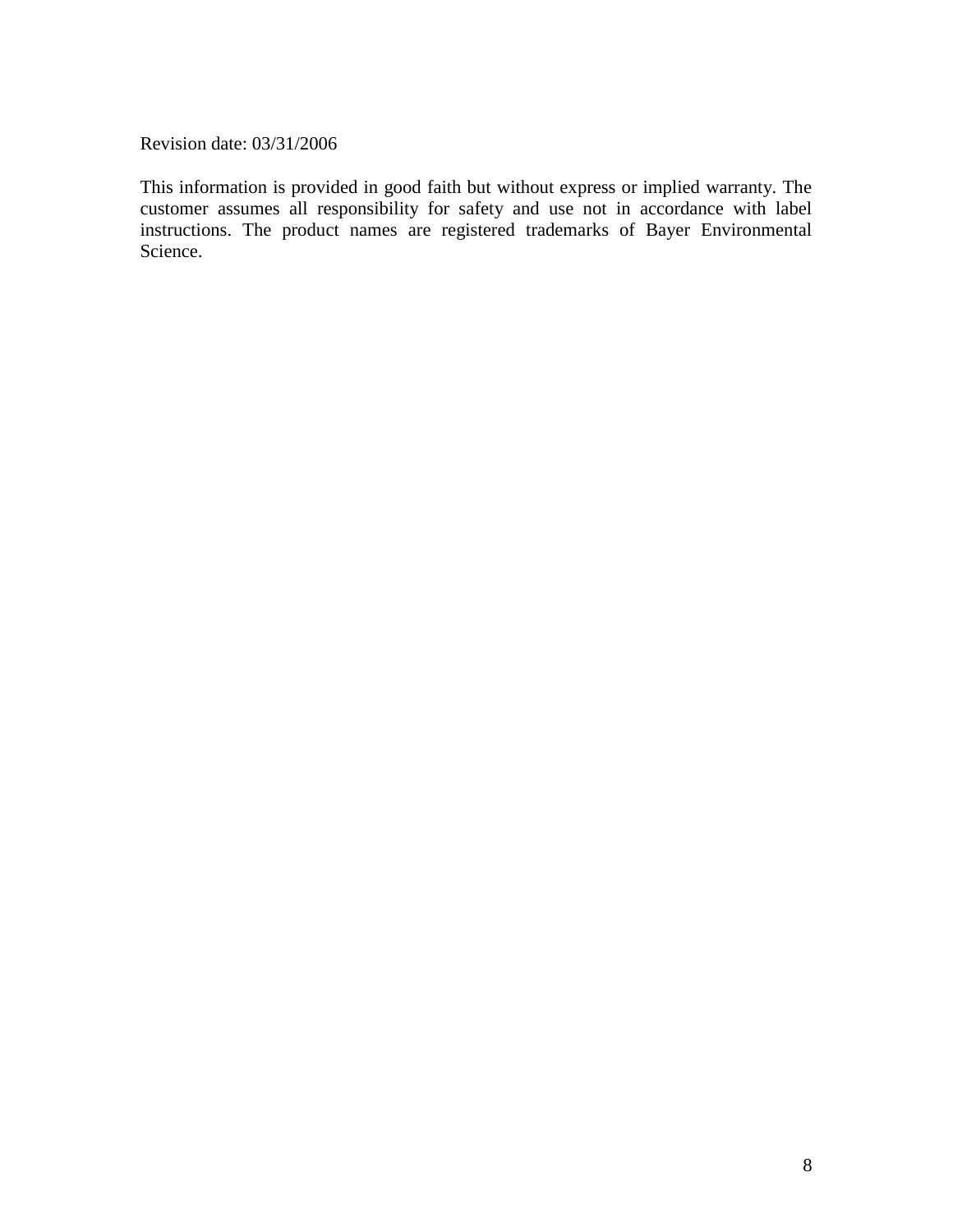Revision date: 03/31/2006

This information is provided in good faith but without express or implied warranty. The customer assumes all responsibility for safety and use not in accordance with label instructions. The product names are registered trademarks of Bayer Environmental Science.